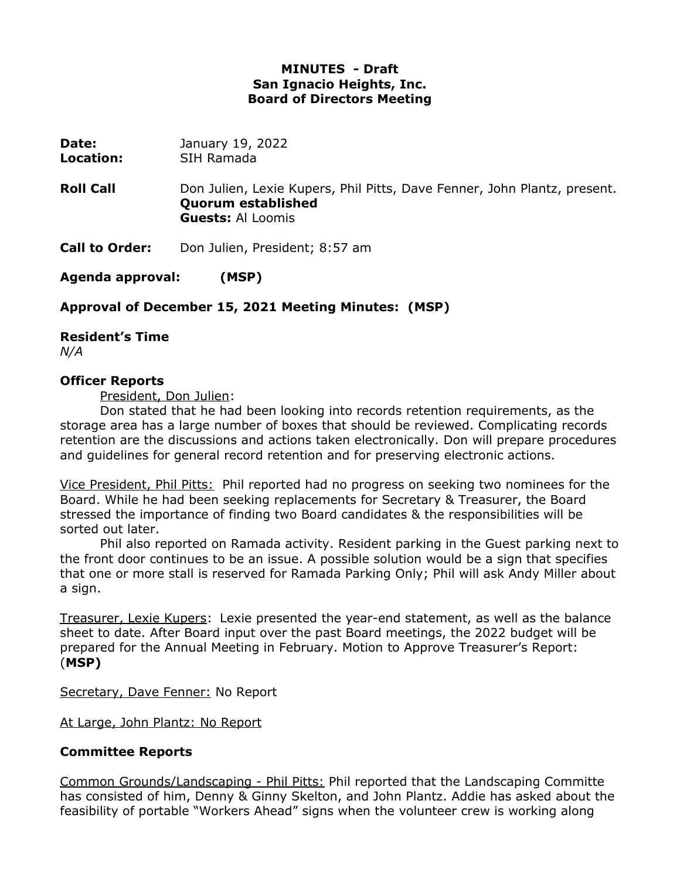**MINUTES - Draft**
**San Ignacio Heights, Inc.**
**Board of Directors Meeting**

**Date:** January 19, 2022
**Location:** SIH Ramada

**Roll Call** Don Julien, Lexie Kupers, Phil Pitts, Dave Fenner, John Plantz, present.
**Quorum established**
**Guests:** Al Loomis

**Call to Order:** Don Julien, President; 8:57 am

**Agenda approval: (MSP)**

**Approval of December 15, 2021 Meeting Minutes: (MSP)**

**Resident's Time**
*N/A*

**Officer Reports**

President, Don Julien:

Don stated that he had been looking into records retention requirements, as the storage area has a large number of boxes that should be reviewed. Complicating records retention are the discussions and actions taken electronically. Don will prepare procedures and guidelines for general record retention and for preserving electronic actions.

Vice President, Phil Pitts: Phil reported had no progress on seeking two nominees for the Board. While he had been seeking replacements for Secretary & Treasurer, the Board stressed the importance of finding two Board candidates & the responsibilities will be sorted out later.

Phil also reported on Ramada activity. Resident parking in the Guest parking next to the front door continues to be an issue. A possible solution would be a sign that specifies that one or more stall is reserved for Ramada Parking Only; Phil will ask Andy Miller about a sign.

Treasurer, Lexie Kupers: Lexie presented the year-end statement, as well as the balance sheet to date. After Board input over the past Board meetings, the 2022 budget will be prepared for the Annual Meeting in February. Motion to Approve Treasurer's Report: (**MSP)**

Secretary, Dave Fenner: No Report

At Large, John Plantz: No Report

**Committee Reports**

Common Grounds/Landscaping - Phil Pitts: Phil reported that the Landscaping Committe has consisted of him, Denny & Ginny Skelton, and John Plantz. Addie has asked about the feasibility of portable "Workers Ahead" signs when the volunteer crew is working along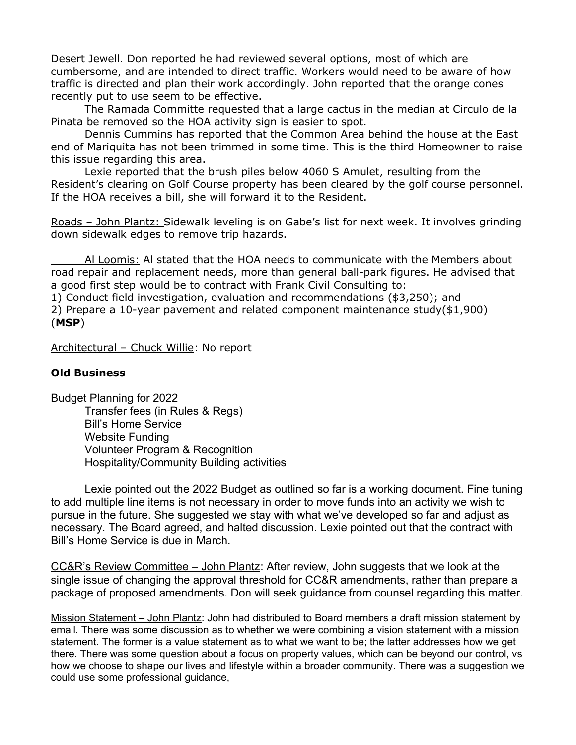Desert Jewell. Don reported he had reviewed several options, most of which are cumbersome, and are intended to direct traffic. Workers would need to be aware of how traffic is directed and plan their work accordingly. John reported that the orange cones recently put to use seem to be effective.

The Ramada Committe requested that a large cactus in the median at Circulo de la Pinata be removed so the HOA activity sign is easier to spot.

Dennis Cummins has reported that the Common Area behind the house at the East end of Mariquita has not been trimmed in some time. This is the third Homeowner to raise this issue regarding this area.

Lexie reported that the brush piles below 4060 S Amulet, resulting from the Resident's clearing on Golf Course property has been cleared by the golf course personnel. If the HOA receives a bill, she will forward it to the Resident.

Roads – John Plantz: Sidewalk leveling is on Gabe's list for next week. It involves grinding down sidewalk edges to remove trip hazards.

Al Loomis: Al stated that the HOA needs to communicate with the Members about road repair and replacement needs, more than general ball-park figures. He advised that a good first step would be to contract with Frank Civil Consulting to:
1) Conduct field investigation, evaluation and recommendations ($3,250); and
2) Prepare a 10-year pavement and related component maintenance study($1,900) (**MSP**)

Architectural – Chuck Willie: No report

**Old Business**

Budget Planning for 2022
- Transfer fees (in Rules & Regs)
- Bill's Home Service
- Website Funding
- Volunteer Program & Recognition
- Hospitality/Community Building activities

Lexie pointed out the 2022 Budget as outlined so far is a working document. Fine tuning to add multiple line items is not necessary in order to move funds into an activity we wish to pursue in the future. She suggested we stay with what we've developed so far and adjust as necessary. The Board agreed, and halted discussion. Lexie pointed out that the contract with Bill's Home Service is due in March.

CC&R's Review Committee – John Plantz: After review, John suggests that we look at the single issue of changing the approval threshold for CC&R amendments, rather than prepare a package of proposed amendments. Don will seek guidance from counsel regarding this matter.

Mission Statement – John Plantz: John had distributed to Board members a draft mission statement by email. There was some discussion as to whether we were combining a vision statement with a mission statement. The former is a value statement as to what we want to be; the latter addresses how we get there. There was some question about a focus on property values, which can be beyond our control, vs how we choose to shape our lives and lifestyle within a broader community. There was a suggestion we could use some professional guidance,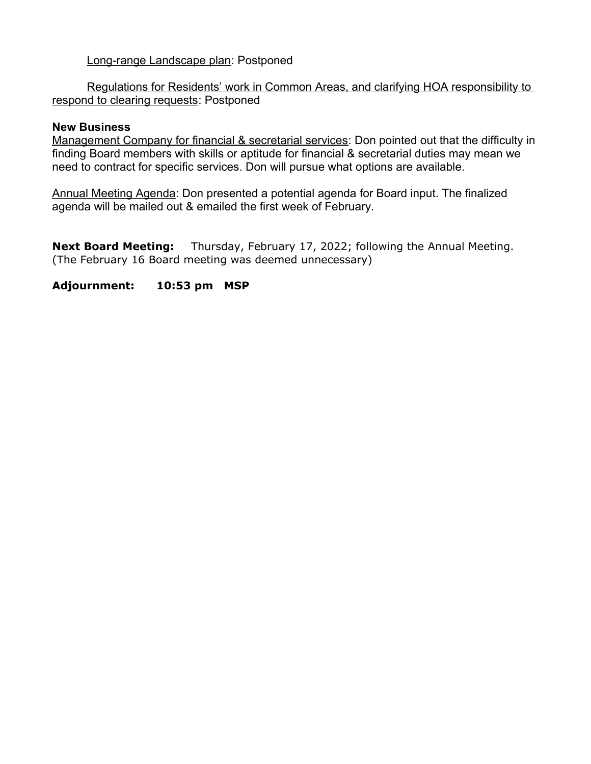<u>Long-range Landscape plan</u>: Postponed

<u>Regulations for Residents' work in Common Areas, and clarifying HOA responsibility to respond to clearing requests</u>: Postponed

**New Business**

<u>Management Company for financial & secretarial services</u>: Don pointed out that the difficulty in finding Board members with skills or aptitude for financial & secretarial duties may mean we need to contract for specific services. Don will pursue what options are available.

<u>Annual Meeting Agenda</u>: Don presented a potential agenda for Board input. The finalized agenda will be mailed out & emailed the first week of February.

**Next Board Meeting:** Thursday, February 17, 2022; following the Annual Meeting. (The February 16 Board meeting was deemed unnecessary)

**Adjournment: 10:53 pm MSP**